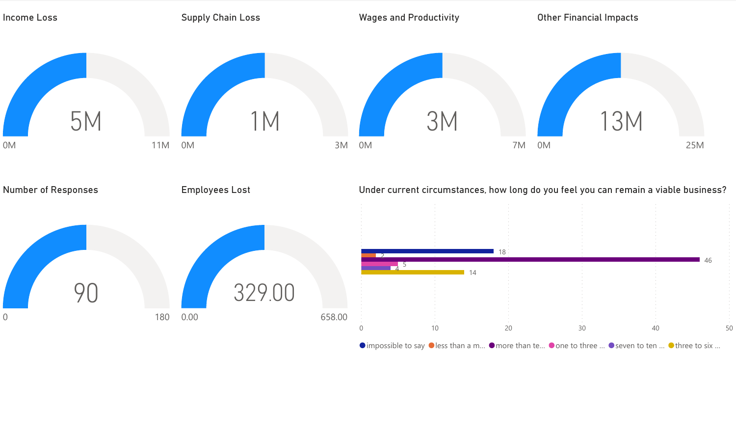## Income Loss

5M

0M — 11M

## Supply Chain Loss

1M

0M — 3M

## Wages and Productivity

3M

0M — 7M

## Other Financial Impacts

13M

0M — 25M

## Number of Responses

90

0 — 180

## Employees Lost

329.00

0.00 — 658.00

## Under current circumstances, how long do you feel you can remain a viable business?

| Response | Count |
| --- | --- |
| impossible to say | 18 |
| less than a m... | 2 |
| more than te... | 46 |
| one to three ... | 5 |
| seven to ten ... | 4 |
| three to six ... | 14 |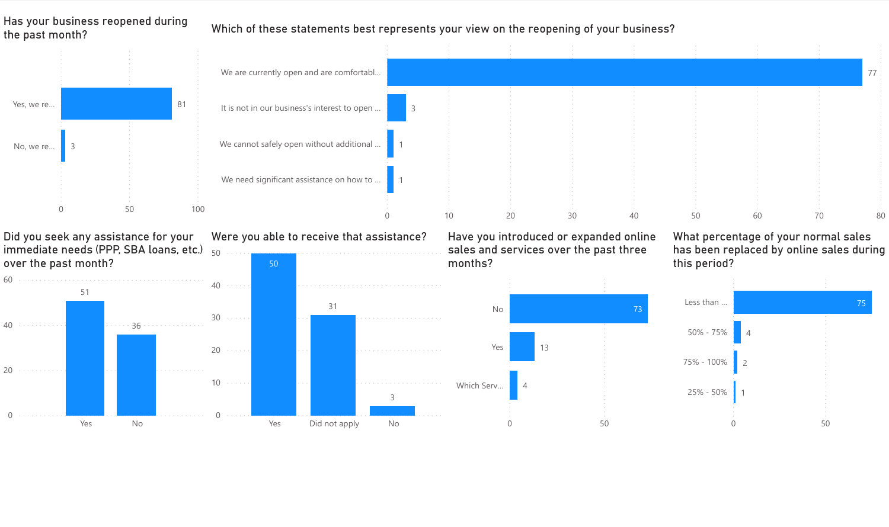## Has your business reopened during the past month?

Yes, we re...
81

No, we re...
3

0
50
100

## Which of these statements best represents your view on the reopening of your business?

We are currently open and are comfortabl...
77

It is not in our business's interest to open ...
3

We cannot safely open without additional ...
1

We need significant assistance on how to ...
1

0
10
20
30
40
50
60
70
80

## Did you seek any assistance for your immediate needs (PPP, SBA loans, etc.) over the past month?

60
40
20
0

51
Yes

36
No

## Were you able to receive that assistance?

50
40
30
20
10
0

50
Yes

31
Did not apply

3
No

## Have you introduced or expanded online sales and services over the past three months?

No
73

Yes
13

Which Serv...
4

0
50

## What percentage of your normal sales has been replaced by online sales during this period?

Less than ...
75

50% - 75%
4

75% - 100%
2

25% - 50%
1

0
50